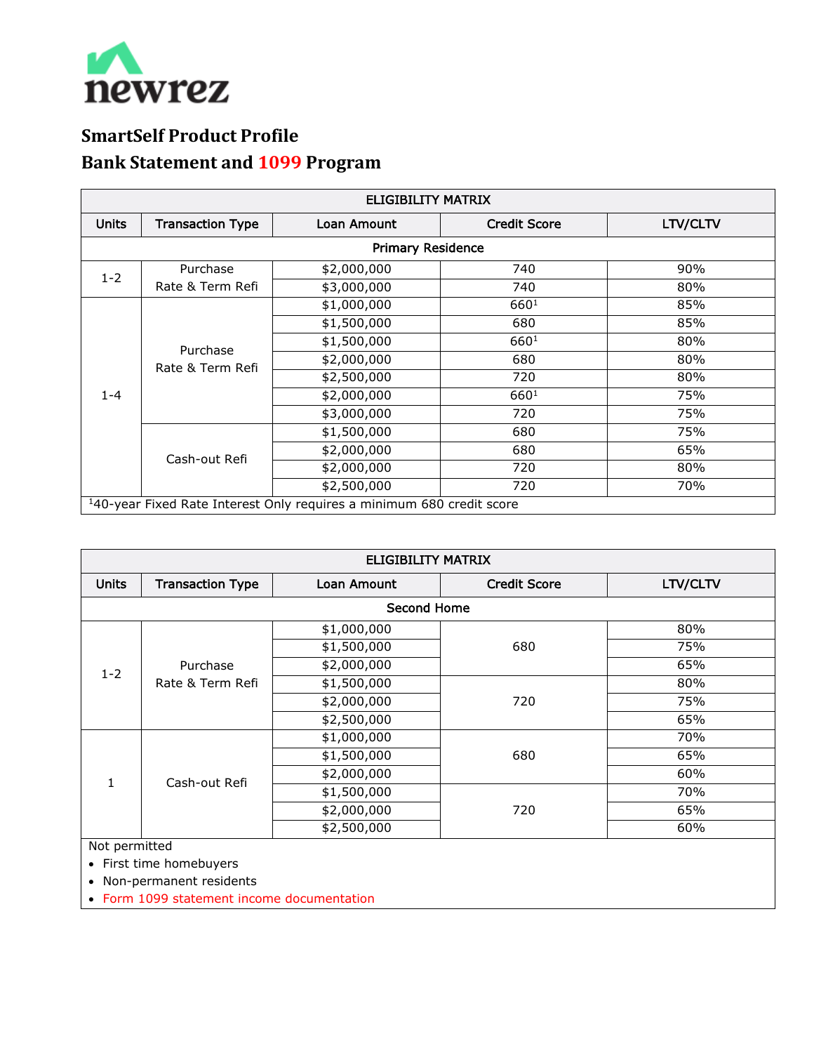newrez

# SmartSelf Product Profile

# Bank Statement and 1099 Program

| ELIGIBILITY MATRIX | | | | |
|---|---|---|---|---|
| **Units** | **Transaction Type** | **Loan Amount** | **Credit Score** | **LTV/CLTV** |
| Primary Residence | | | | |
| 1-2 | Purchase Rate & Term Refi | $2,000,000 | 740 | 90% |
| | | $3,000,000 | 740 | 80% |
| 1-4 | Purchase Rate & Term Refi | $1,000,000 | 660[1] | 85% |
| | | $1,500,000 | 680 | 85% |
| | | $1,500,000 | 660[1] | 80% |
| | | $2,000,000 | 680 | 80% |
| | | $2,500,000 | 720 | 80% |
| | | $2,000,000 | 660[1] | 75% |
| | | $3,000,000 | 720 | 75% |
| | Cash-out Refi | $1,500,000 | 680 | 75% |
| | | $2,000,000 | 680 | 65% |
| | | $2,000,000 | 720 | 80% |
| | | $2,500,000 | 720 | 70% |

[1]40-year Fixed Rate Interest Only requires a minimum 680 credit score

| ELIGIBILITY MATRIX | | | | |
|---|---|---|---|---|
| **Units** | **Transaction Type** | **Loan Amount** | **Credit Score** | **LTV/CLTV** |
| Second Home | | | | |
| 1-2 | Purchase Rate & Term Refi | $1,000,000 | 680 | 80% |
| | | $1,500,000 | | 75% |
| | | $2,000,000 | | 65% |
| | | $1,500,000 | 720 | 80% |
| | | $2,000,000 | | 75% |
| | | $2,500,000 | | 65% |
| 1 | Cash-out Refi | $1,000,000 | 680 | 70% |
| | | $1,500,000 | | 65% |
| | | $2,000,000 | | 60% |
| | | $1,500,000 | 720 | 70% |
| | | $2,000,000 | | 65% |
| | | $2,500,000 | | 60% |

Not permitted

- First time homebuyers
- Non-permanent residents
- Form 1099 statement income documentation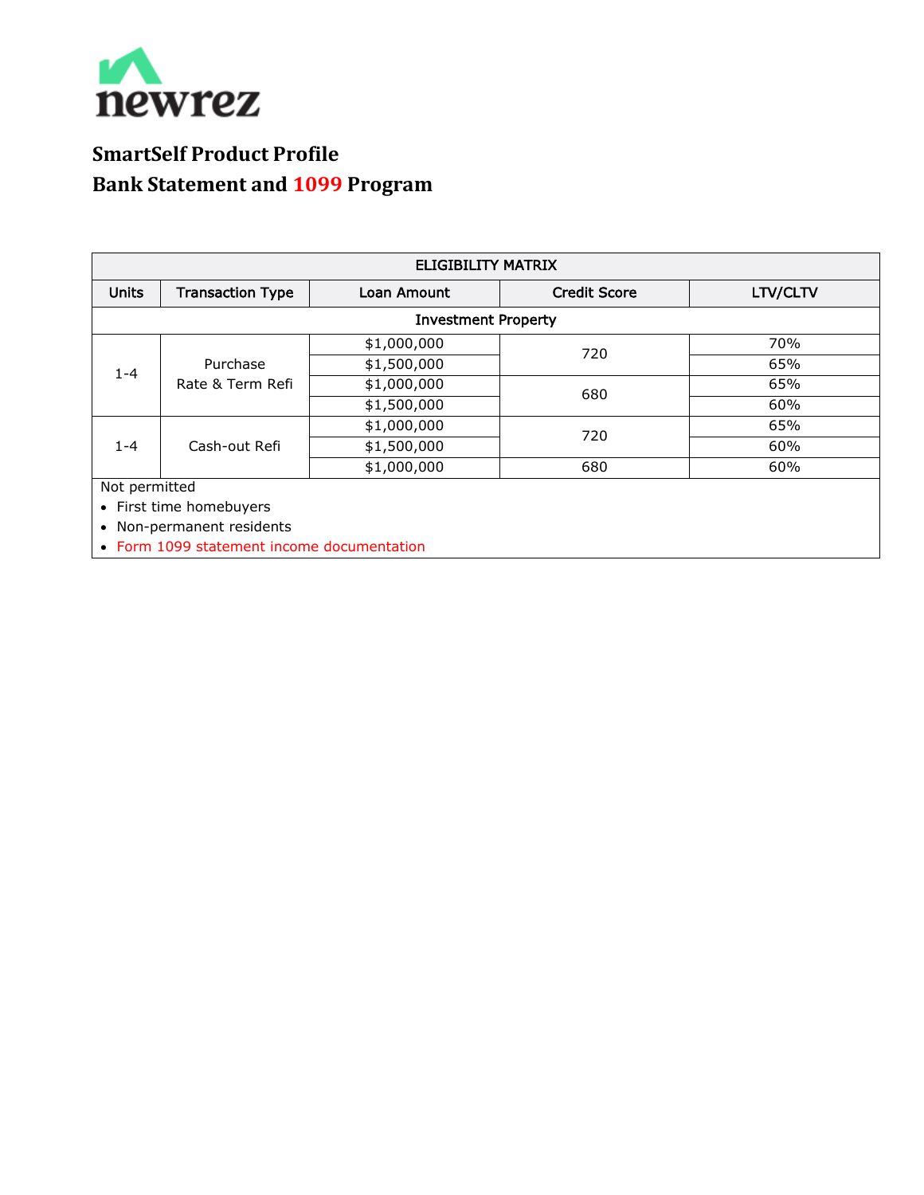newrez

## SmartSelf Product Profile
## Bank Statement and 1099 Program

| ELIGIBILITY MATRIX | | | | |
|---|---|---|---|---|
| Units | Transaction Type | Loan Amount | Credit Score | LTV/CLTV |
| Investment Property | | | | |
| 1-4 | Purchase Rate & Term Refi | $1,000,000 | 720 | 70% |
| | | $1,500,000 | | 65% |
| | | $1,000,000 | 680 | 65% |
| | | $1,500,000 | | 60% |
| 1-4 | Cash-out Refi | $1,000,000 | 720 | 65% |
| | | $1,500,000 | | 60% |
| | | $1,000,000 | 680 | 60% |

Not permitted

- First time homebuyers
- Non-permanent residents
- Form 1099 statement income documentation